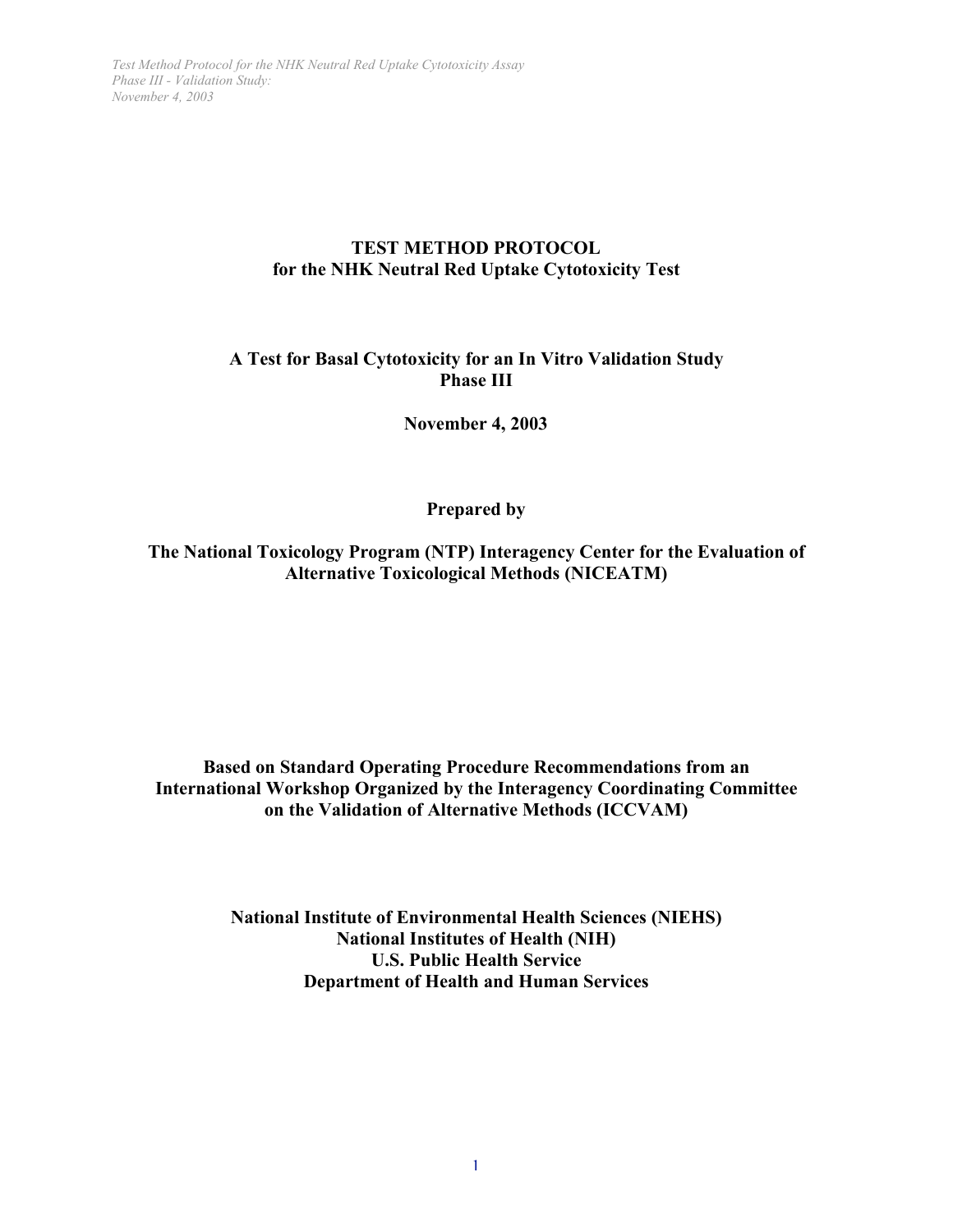# TEST METHOD PROTOCOL
## for the NHK Neutral Red Uptake Cytotoxicity Test

**A Test for Basal Cytotoxicity for an In Vitro Validation Study**
**Phase III**

**November 4, 2003**

**Prepared by**

**The National Toxicology Program (NTP) Interagency Center for the Evaluation of Alternative Toxicological Methods (NICEATM)**

**Based on Standard Operating Procedure Recommendations from an International Workshop Organized by the Interagency Coordinating Committee on the Validation of Alternative Methods (ICCVAM)**

**National Institute of Environmental Health Sciences (NIEHS)**
**National Institutes of Health (NIH)**
**U.S. Public Health Service**
**Department of Health and Human Services**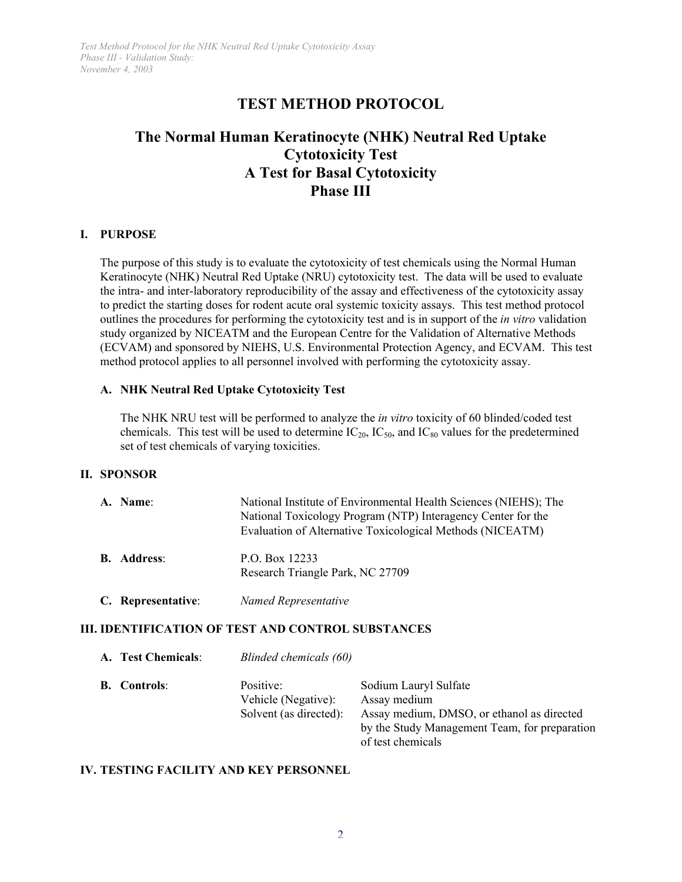# TEST METHOD PROTOCOL

## The Normal Human Keratinocyte (NHK) Neutral Red Uptake Cytotoxicity Test
## A Test for Basal Cytotoxicity
## Phase III

### I. PURPOSE

The purpose of this study is to evaluate the cytotoxicity of test chemicals using the Normal Human Keratinocyte (NHK) Neutral Red Uptake (NRU) cytotoxicity test. The data will be used to evaluate the intra- and inter-laboratory reproducibility of the assay and effectiveness of the cytotoxicity assay to predict the starting doses for rodent acute oral systemic toxicity assays. This test method protocol outlines the procedures for performing the cytotoxicity test and is in support of the *in vitro* validation study organized by NICEATM and the European Centre for the Validation of Alternative Methods (ECVAM) and sponsored by NIEHS, U.S. Environmental Protection Agency, and ECVAM. This test method protocol applies to all personnel involved with performing the cytotoxicity assay.

#### A. NHK Neutral Red Uptake Cytotoxicity Test

The NHK NRU test will be performed to analyze the *in vitro* toxicity of 60 blinded/coded test chemicals. This test will be used to determine $IC_{20}$, $IC_{50}$, and $IC_{80}$ values for the predetermined set of test chemicals of varying toxicities.

### II. SPONSOR

**A. Name**: National Institute of Environmental Health Sciences (NIEHS); The National Toxicology Program (NTP) Interagency Center for the Evaluation of Alternative Toxicological Methods (NICEATM)

**B. Address**: P.O. Box 12233
Research Triangle Park, NC 27709

**C. Representative**: *Named Representative*

### III. IDENTIFICATION OF TEST AND CONTROL SUBSTANCES

**A. Test Chemicals**: *Blinded chemicals (60)*

**B. Controls**:

| | |
|---|---|
| Positive: | Sodium Lauryl Sulfate |
| Vehicle (Negative): | Assay medium |
| Solvent (as directed): | Assay medium, DMSO, or ethanol as directed by the Study Management Team, for preparation of test chemicals |

### IV. TESTING FACILITY AND KEY PERSONNEL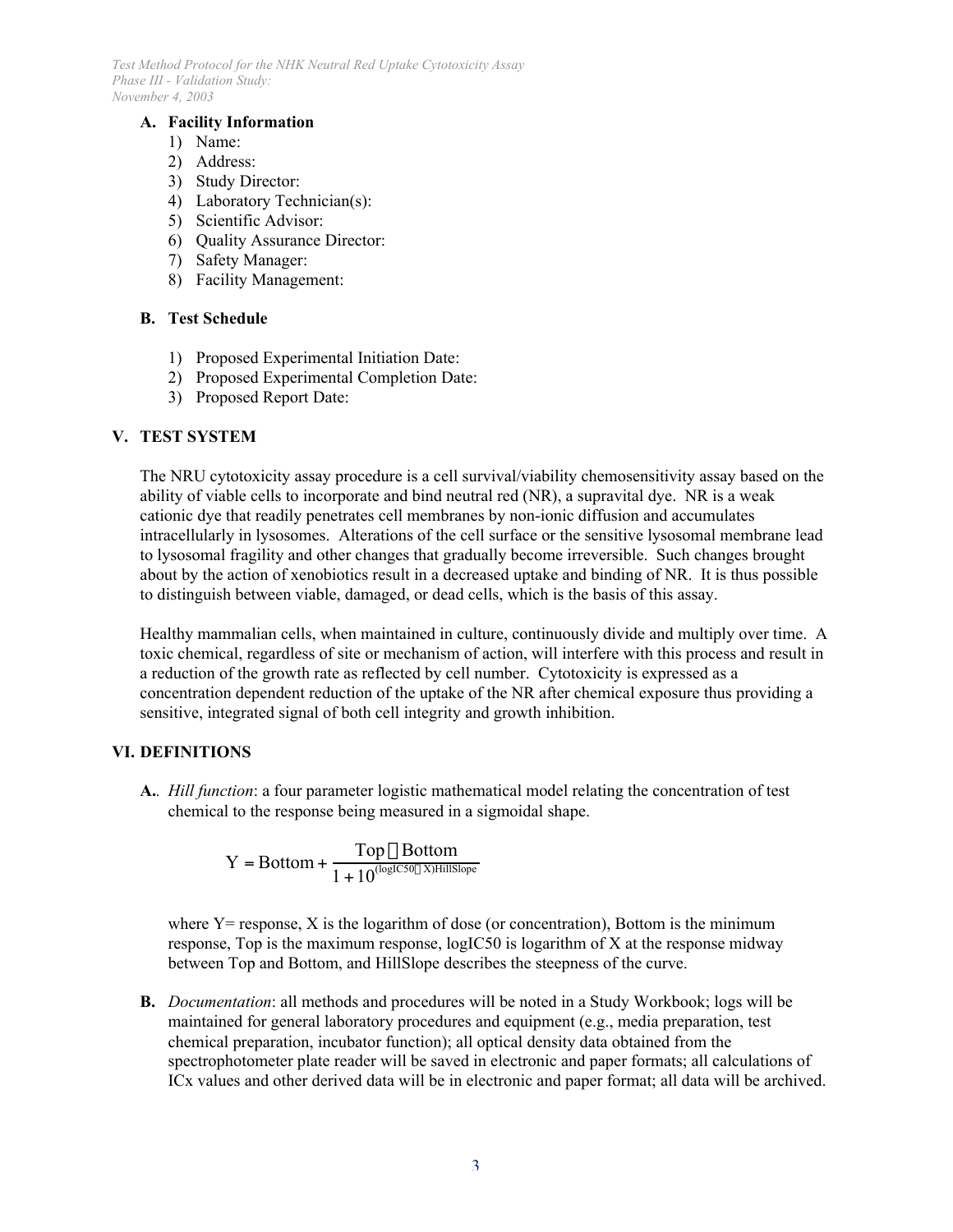### A. Facility Information

1) Name:
2) Address:
3) Study Director:
4) Laboratory Technician(s):
5) Scientific Advisor:
6) Quality Assurance Director:
7) Safety Manager:
8) Facility Management:

### B. Test Schedule

1) Proposed Experimental Initiation Date:
2) Proposed Experimental Completion Date:
3) Proposed Report Date:

## V. TEST SYSTEM

The NRU cytotoxicity assay procedure is a cell survival/viability chemosensitivity assay based on the ability of viable cells to incorporate and bind neutral red (NR), a supravital dye. NR is a weak cationic dye that readily penetrates cell membranes by non-ionic diffusion and accumulates intracellularly in lysosomes. Alterations of the cell surface or the sensitive lysosomal membrane lead to lysosomal fragility and other changes that gradually become irreversible. Such changes brought about by the action of xenobiotics result in a decreased uptake and binding of NR. It is thus possible to distinguish between viable, damaged, or dead cells, which is the basis of this assay.

Healthy mammalian cells, when maintained in culture, continuously divide and multiply over time. A toxic chemical, regardless of site or mechanism of action, will interfere with this process and result in a reduction of the growth rate as reflected by cell number. Cytotoxicity is expressed as a concentration dependent reduction of the uptake of the NR after chemical exposure thus providing a sensitive, integrated signal of both cell integrity and growth inhibition.

## VI. DEFINITIONS

**A.**. *Hill function*: a four parameter logistic mathematical model relating the concentration of test chemical to the response being measured in a sigmoidal shape.

$$Y = \text{Bottom} + \frac{\text{Top} - \text{Bottom}}{1 + 10^{(\text{logIC50} - X)\text{HillSlope}}}$$

where Y= response, X is the logarithm of dose (or concentration), Bottom is the minimum response, Top is the maximum response, logIC50 is logarithm of X at the response midway between Top and Bottom, and HillSlope describes the steepness of the curve.

**B.** *Documentation*: all methods and procedures will be noted in a Study Workbook; logs will be maintained for general laboratory procedures and equipment (e.g., media preparation, test chemical preparation, incubator function); all optical density data obtained from the spectrophotometer plate reader will be saved in electronic and paper formats; all calculations of ICx values and other derived data will be in electronic and paper format; all data will be archived.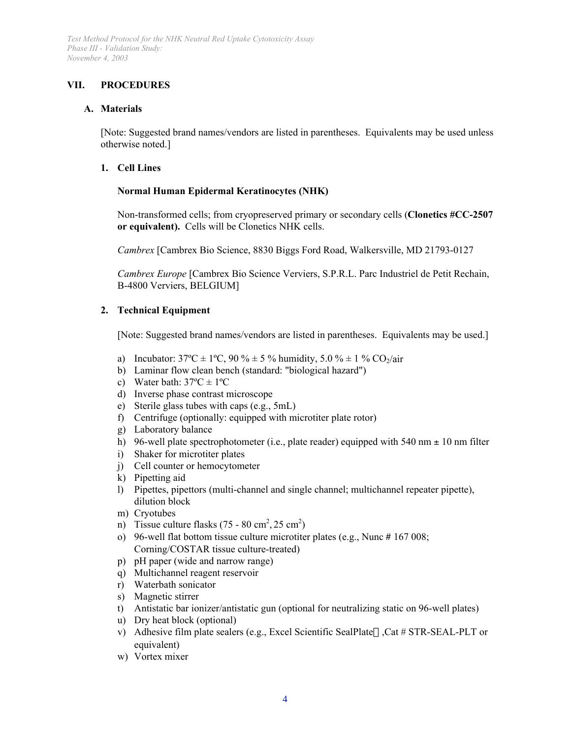## VII. PROCEDURES

### A. Materials

[Note: Suggested brand names/vendors are listed in parentheses. Equivalents may be used unless otherwise noted.]

#### 1. Cell Lines

**Normal Human Epidermal Keratinocytes (NHK)**

Non-transformed cells; from cryopreserved primary or secondary cells (**Clonetics #CC-2507 or equivalent).** Cells will be Clonetics NHK cells.

*Cambrex* [Cambrex Bio Science, 8830 Biggs Ford Road, Walkersville, MD 21793-0127

*Cambrex Europe* [Cambrex Bio Science Verviers, S.P.R.L. Parc Industriel de Petit Rechain, B-4800 Verviers, BELGIUM]

#### 2. Technical Equipment

[Note: Suggested brand names/vendors are listed in parentheses. Equivalents may be used.]

a) Incubator: 37ºC ± 1ºC, 90 % ± 5 % humidity, 5.0 % ± 1 % $CO_2$/air
b) Laminar flow clean bench (standard: "biological hazard")
c) Water bath: 37ºC ± 1ºC
d) Inverse phase contrast microscope
e) Sterile glass tubes with caps (e.g., 5mL)
f) Centrifuge (optionally: equipped with microtiter plate rotor)
g) Laboratory balance
h) 96-well plate spectrophotometer (i.e., plate reader) equipped with 540 nm ± 10 nm filter
i) Shaker for microtiter plates
j) Cell counter or hemocytometer
k) Pipetting aid
l) Pipettes, pipettors (multi-channel and single channel; multichannel repeater pipette), dilution block
m) Cryotubes
n) Tissue culture flasks (75 - 80 $cm^2$, 25 $cm^2$)
o) 96-well flat bottom tissue culture microtiter plates (e.g., Nunc # 167 008; Corning/COSTAR tissue culture-treated)
p) pH paper (wide and narrow range)
q) Multichannel reagent reservoir
r) Waterbath sonicator
s) Magnetic stirrer
t) Antistatic bar ionizer/antistatic gun (optional for neutralizing static on 96-well plates)
u) Dry heat block (optional)
v) Adhesive film plate sealers (e.g., Excel Scientific SealPlate™, Cat # STR-SEAL-PLT or equivalent)
w) Vortex mixer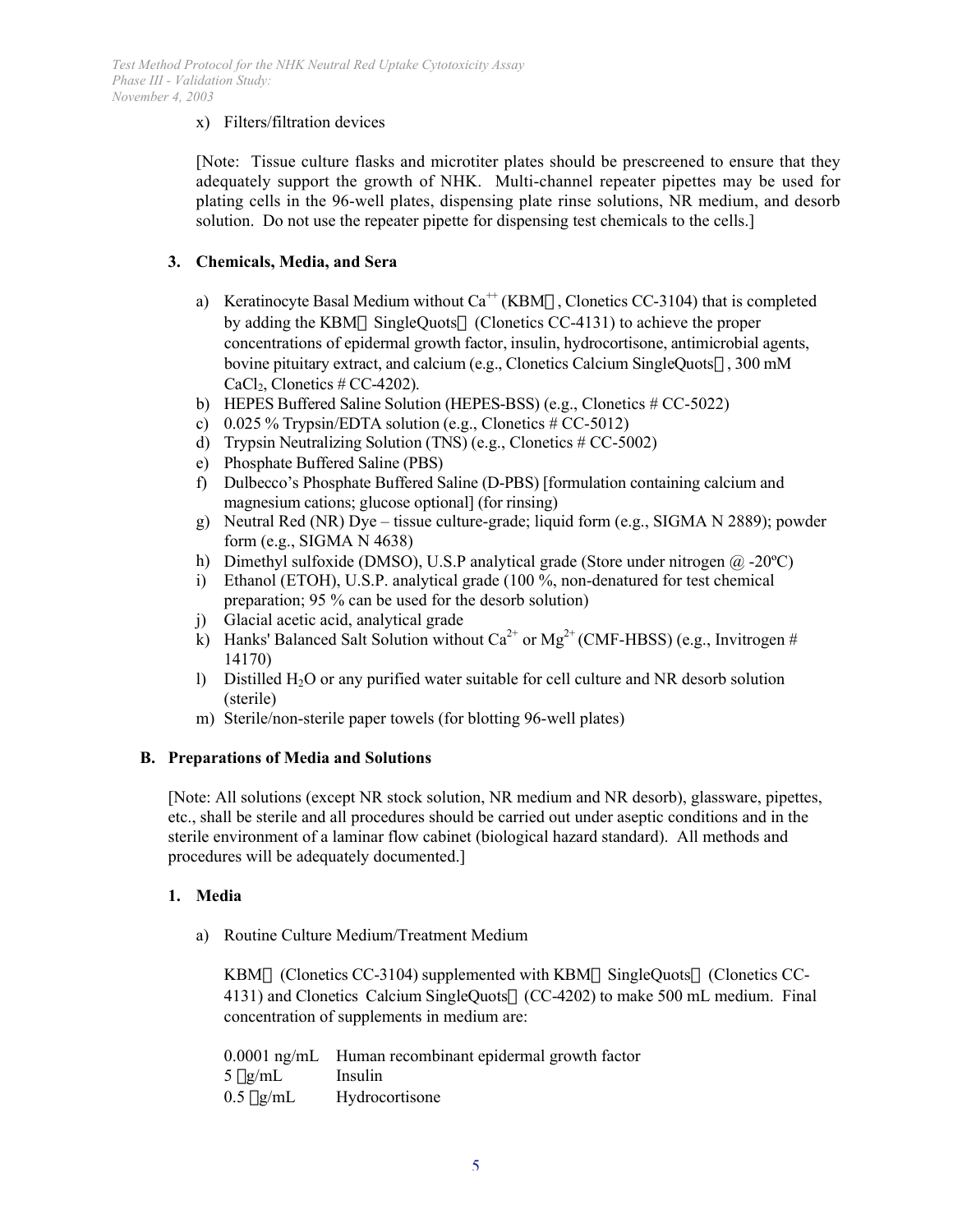x) Filters/filtration devices

[Note: Tissue culture flasks and microtiter plates should be prescreened to ensure that they adequately support the growth of NHK. Multi-channel repeater pipettes may be used for plating cells in the 96-well plates, dispensing plate rinse solutions, NR medium, and desorb solution. Do not use the repeater pipette for dispensing test chemicals to the cells.]

### 3. Chemicals, Media, and Sera

a) Keratinocyte Basal Medium without $Ca^{++}$ (KBM, Clonetics CC-3104) that is completed by adding the KBM SingleQuots (Clonetics CC-4131) to achieve the proper concentrations of epidermal growth factor, insulin, hydrocortisone, antimicrobial agents, bovine pituitary extract, and calcium (e.g., Clonetics Calcium SingleQuots, 300 mM $CaCl_2$, Clonetics # CC-4202).
b) HEPES Buffered Saline Solution (HEPES-BSS) (e.g., Clonetics # CC-5022)
c) 0.025 % Trypsin/EDTA solution (e.g., Clonetics # CC-5012)
d) Trypsin Neutralizing Solution (TNS) (e.g., Clonetics # CC-5002)
e) Phosphate Buffered Saline (PBS)
f) Dulbecco's Phosphate Buffered Saline (D-PBS) [formulation containing calcium and magnesium cations; glucose optional] (for rinsing)
g) Neutral Red (NR) Dye – tissue culture-grade; liquid form (e.g., SIGMA N 2889); powder form (e.g., SIGMA N 4638)
h) Dimethyl sulfoxide (DMSO), U.S.P analytical grade (Store under nitrogen @ -20ºC)
i) Ethanol (ETOH), U.S.P. analytical grade (100 %, non-denatured for test chemical preparation; 95 % can be used for the desorb solution)
j) Glacial acetic acid, analytical grade
k) Hanks' Balanced Salt Solution without $Ca^{2+}$ or $Mg^{2+}$ (CMF-HBSS) (e.g., Invitrogen # 14170)
l) Distilled $H_2O$ or any purified water suitable for cell culture and NR desorb solution (sterile)
m) Sterile/non-sterile paper towels (for blotting 96-well plates)

## B. Preparations of Media and Solutions

[Note: All solutions (except NR stock solution, NR medium and NR desorb), glassware, pipettes, etc., shall be sterile and all procedures should be carried out under aseptic conditions and in the sterile environment of a laminar flow cabinet (biological hazard standard). All methods and procedures will be adequately documented.]

### 1. Media

a) Routine Culture Medium/Treatment Medium

KBM (Clonetics CC-3104) supplemented with KBM SingleQuots (Clonetics CC-4131) and Clonetics Calcium SingleQuots (CC-4202) to make 500 mL medium. Final concentration of supplements in medium are:

0.0001 ng/mL Human recombinant epidermal growth factor
5 μg/mL Insulin
0.5 μg/mL Hydrocortisone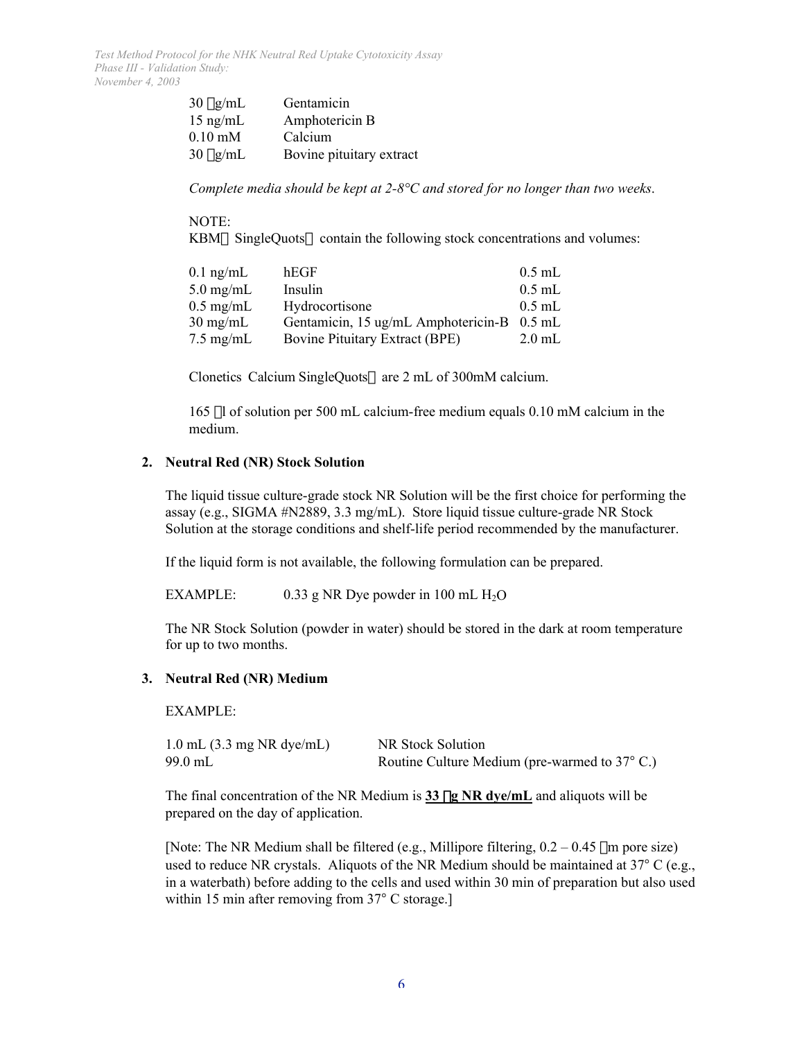| | |
|---|---|
| 30 μg/mL | Gentamicin |
| 15 ng/mL | Amphotericin B |
| 0.10 mM | Calcium |
| 30 μg/mL | Bovine pituitary extract |

*Complete media should be kept at 2-8°C and stored for no longer than two weeks*.

NOTE:
KBM® SingleQuots® contain the following stock concentrations and volumes:

| | | |
|---|---|---|
| 0.1 ng/mL | hEGF | 0.5 mL |
| 5.0 mg/mL | Insulin | 0.5 mL |
| 0.5 mg/mL | Hydrocortisone | 0.5 mL |
| 30 mg/mL | Gentamicin, 15 ug/mL Amphotericin-B | 0.5 mL |
| 7.5 mg/mL | Bovine Pituitary Extract (BPE) | 2.0 mL |

Clonetics Calcium SingleQuots® are 2 mL of 300mM calcium.

165 μl of solution per 500 mL calcium-free medium equals 0.10 mM calcium in the medium.

**2. Neutral Red (NR) Stock Solution**

The liquid tissue culture-grade stock NR Solution will be the first choice for performing the assay (e.g., SIGMA #N2889, 3.3 mg/mL). Store liquid tissue culture-grade NR Stock Solution at the storage conditions and shelf-life period recommended by the manufacturer.

If the liquid form is not available, the following formulation can be prepared.

EXAMPLE: 0.33 g NR Dye powder in 100 mL $H_2O$

The NR Stock Solution (powder in water) should be stored in the dark at room temperature for up to two months.

**3. Neutral Red (NR) Medium**

EXAMPLE:

| | |
|---|---|
| 1.0 mL (3.3 mg NR dye/mL) | NR Stock Solution |
| 99.0 mL | Routine Culture Medium (pre-warmed to 37° C.) |

The final concentration of the NR Medium is **33 μg NR dye/mL** and aliquots will be prepared on the day of application.

[Note: The NR Medium shall be filtered (e.g., Millipore filtering, 0.2 – 0.45 μm pore size) used to reduce NR crystals. Aliquots of the NR Medium should be maintained at 37° C (e.g., in a waterbath) before adding to the cells and used within 30 min of preparation but also used within 15 min after removing from 37° C storage.]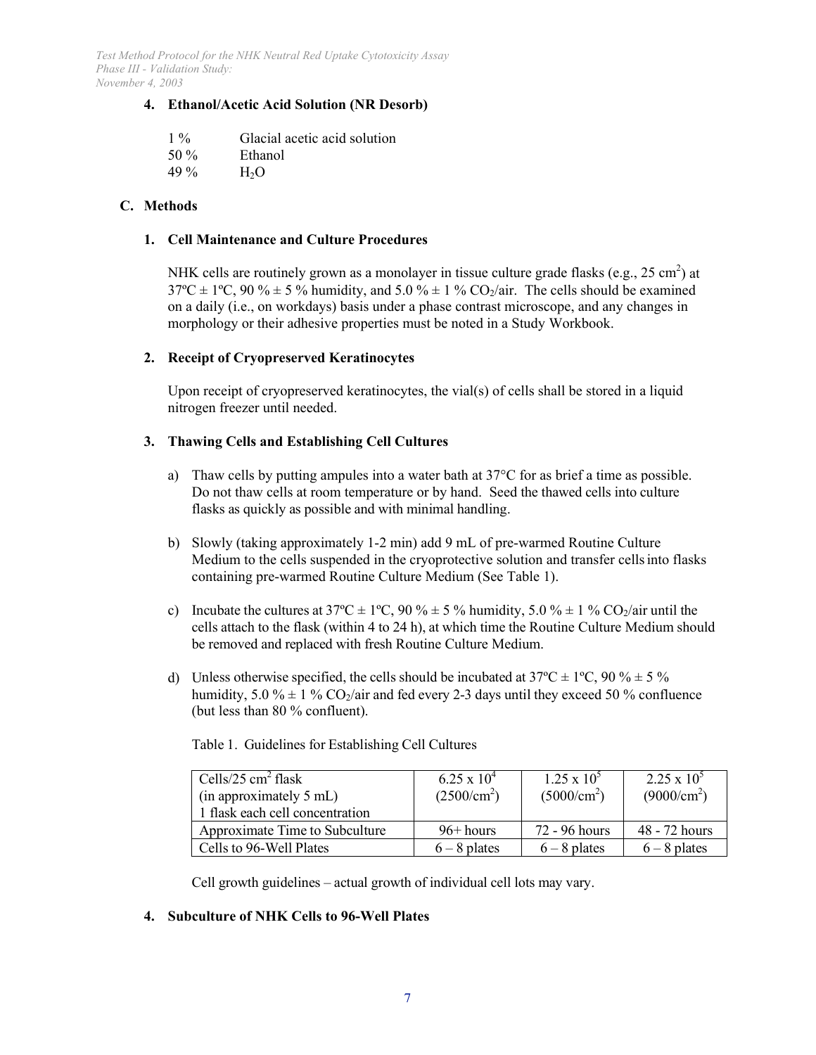#### 4. Ethanol/Acetic Acid Solution (NR Desorb)

| | |
|---|---|
| 1 % | Glacial acetic acid solution |
| 50 % | Ethanol |
| 49 % | $H_2O$ |

### C. Methods

#### 1. Cell Maintenance and Culture Procedures

NHK cells are routinely grown as a monolayer in tissue culture grade flasks (e.g., 25 $cm^2$) at 37ºC ± 1ºC, 90 % ± 5 % humidity, and 5.0 % ± 1 % $CO_2$/air. The cells should be examined on a daily (i.e., on workdays) basis under a phase contrast microscope, and any changes in morphology or their adhesive properties must be noted in a Study Workbook.

#### 2. Receipt of Cryopreserved Keratinocytes

Upon receipt of cryopreserved keratinocytes, the vial(s) of cells shall be stored in a liquid nitrogen freezer until needed.

#### 3. Thawing Cells and Establishing Cell Cultures

a) Thaw cells by putting ampules into a water bath at 37°C for as brief a time as possible. Do not thaw cells at room temperature or by hand. Seed the thawed cells into culture flasks as quickly as possible and with minimal handling.

b) Slowly (taking approximately 1-2 min) add 9 mL of pre-warmed Routine Culture Medium to the cells suspended in the cryoprotective solution and transfer cells into flasks containing pre-warmed Routine Culture Medium (See Table 1).

c) Incubate the cultures at 37ºC ± 1ºC, 90 % ± 5 % humidity, 5.0 % ± 1 % $CO_2$/air until the cells attach to the flask (within 4 to 24 h), at which time the Routine Culture Medium should be removed and replaced with fresh Routine Culture Medium.

d) Unless otherwise specified, the cells should be incubated at 37ºC ± 1ºC, 90 % ± 5 % humidity, 5.0 % ± 1 % $CO_2$/air and fed every 2-3 days until they exceed 50 % confluence (but less than 80 % confluent).

Table 1. Guidelines for Establishing Cell Cultures

| Cells/25 $cm^2$ flask (in approximately 5 mL) 1 flask each cell concentration | $6.25 \times 10^4$ ($2500/cm^2$) | $1.25 \times 10^5$ ($5000/cm^2$) | $2.25 \times 10^5$ ($9000/cm^2$) |
|---|---|---|---|
| Approximate Time to Subculture | 96+ hours | 72 - 96 hours | 48 - 72 hours |
| Cells to 96-Well Plates | 6 – 8 plates | 6 – 8 plates | 6 – 8 plates |

Cell growth guidelines – actual growth of individual cell lots may vary.

#### 4. Subculture of NHK Cells to 96-Well Plates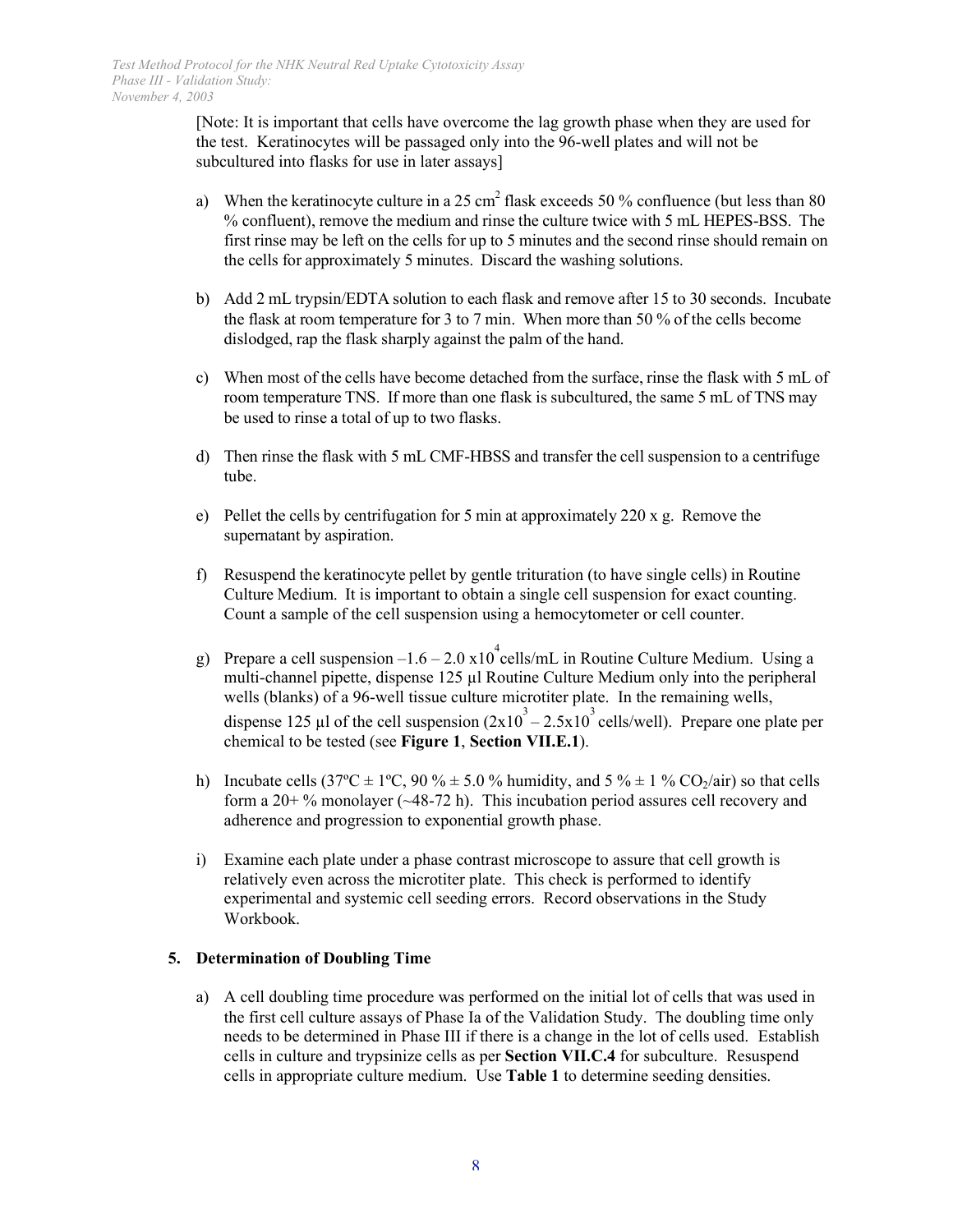[Note: It is important that cells have overcome the lag growth phase when they are used for the test. Keratinocytes will be passaged only into the 96-well plates and will not be subcultured into flasks for use in later assays]

a) When the keratinocyte culture in a 25 $cm^2$ flask exceeds 50 % confluence (but less than 80 % confluent), remove the medium and rinse the culture twice with 5 mL HEPES-BSS. The first rinse may be left on the cells for up to 5 minutes and the second rinse should remain on the cells for approximately 5 minutes. Discard the washing solutions.

b) Add 2 mL trypsin/EDTA solution to each flask and remove after 15 to 30 seconds. Incubate the flask at room temperature for 3 to 7 min. When more than 50 % of the cells become dislodged, rap the flask sharply against the palm of the hand.

c) When most of the cells have become detached from the surface, rinse the flask with 5 mL of room temperature TNS. If more than one flask is subcultured, the same 5 mL of TNS may be used to rinse a total of up to two flasks.

d) Then rinse the flask with 5 mL CMF-HBSS and transfer the cell suspension to a centrifuge tube.

e) Pellet the cells by centrifugation for 5 min at approximately 220 x g. Remove the supernatant by aspiration.

f) Resuspend the keratinocyte pellet by gentle trituration (to have single cells) in Routine Culture Medium. It is important to obtain a single cell suspension for exact counting. Count a sample of the cell suspension using a hemocytometer or cell counter.

g) Prepare a cell suspension –$1.6 – 2.0 \times 10^4$ cells/mL in Routine Culture Medium. Using a multi-channel pipette, dispense 125 µl Routine Culture Medium only into the peripheral wells (blanks) of a 96-well tissue culture microtiter plate. In the remaining wells, dispense 125 µl of the cell suspension ($2 \times 10^3 – 2.5 \times 10^3$ cells/well). Prepare one plate per chemical to be tested (see **Figure 1**, **Section VII.E.1**).

h) Incubate cells (37ºC ± 1ºC, 90 % ± 5.0 % humidity, and 5 % ± 1 % $CO_2$/air) so that cells form a 20+ % monolayer (~48-72 h). This incubation period assures cell recovery and adherence and progression to exponential growth phase.

i) Examine each plate under a phase contrast microscope to assure that cell growth is relatively even across the microtiter plate. This check is performed to identify experimental and systemic cell seeding errors. Record observations in the Study Workbook.

**5. Determination of Doubling Time**

a) A cell doubling time procedure was performed on the initial lot of cells that was used in the first cell culture assays of Phase Ia of the Validation Study. The doubling time only needs to be determined in Phase III if there is a change in the lot of cells used. Establish cells in culture and trypsinize cells as per **Section VII.C.4** for subculture. Resuspend cells in appropriate culture medium. Use **Table 1** to determine seeding densities.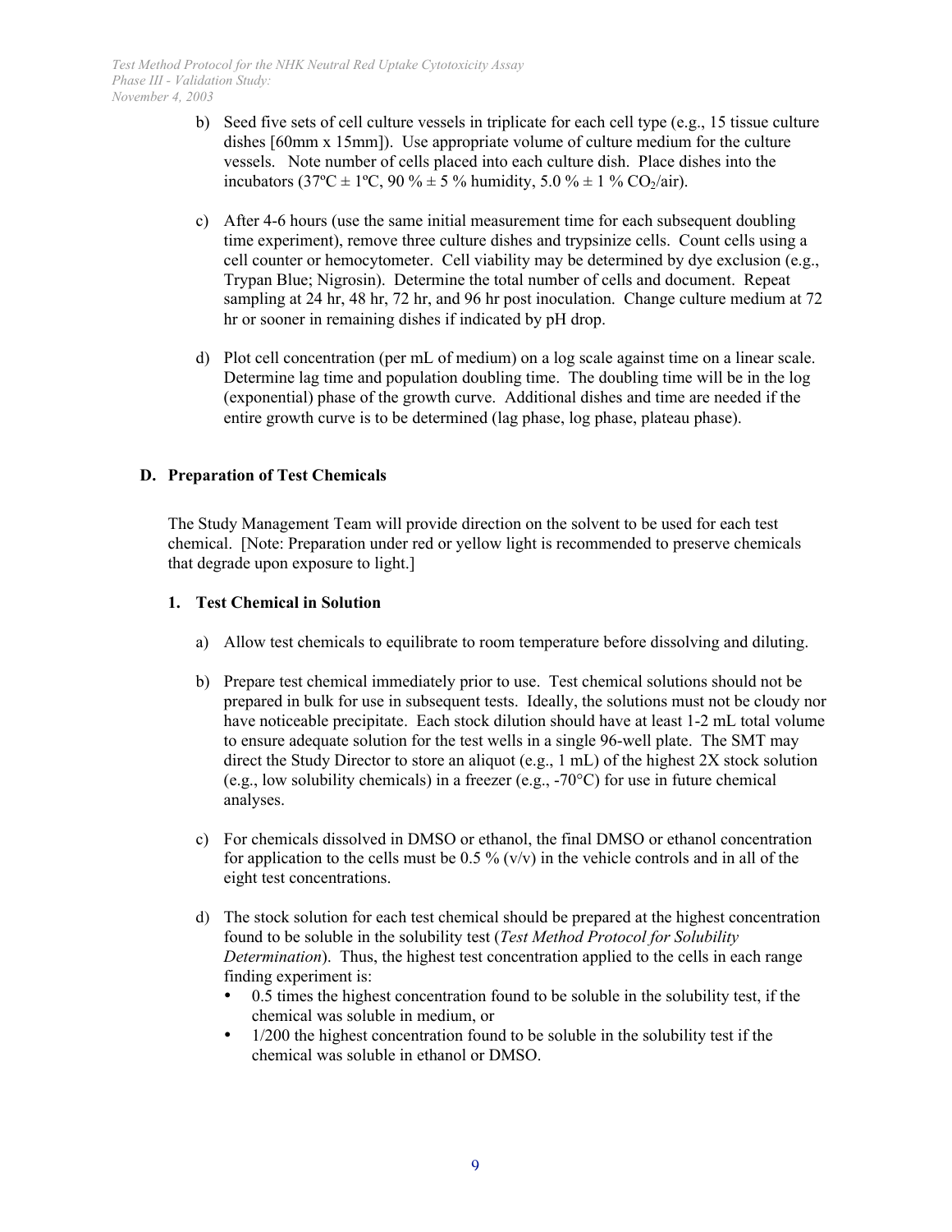b) Seed five sets of cell culture vessels in triplicate for each cell type (e.g., 15 tissue culture dishes [60mm x 15mm]). Use appropriate volume of culture medium for the culture vessels. Note number of cells placed into each culture dish. Place dishes into the incubators (37ºC ± 1ºC, 90 % ± 5 % humidity, 5.0 % ± 1 % $CO_2$/air).

c) After 4-6 hours (use the same initial measurement time for each subsequent doubling time experiment), remove three culture dishes and trypsinize cells. Count cells using a cell counter or hemocytometer. Cell viability may be determined by dye exclusion (e.g., Trypan Blue; Nigrosin). Determine the total number of cells and document. Repeat sampling at 24 hr, 48 hr, 72 hr, and 96 hr post inoculation. Change culture medium at 72 hr or sooner in remaining dishes if indicated by pH drop.

d) Plot cell concentration (per mL of medium) on a log scale against time on a linear scale. Determine lag time and population doubling time. The doubling time will be in the log (exponential) phase of the growth curve. Additional dishes and time are needed if the entire growth curve is to be determined (lag phase, log phase, plateau phase).

## D. Preparation of Test Chemicals

The Study Management Team will provide direction on the solvent to be used for each test chemical. [Note: Preparation under red or yellow light is recommended to preserve chemicals that degrade upon exposure to light.]

### 1. Test Chemical in Solution

a) Allow test chemicals to equilibrate to room temperature before dissolving and diluting.

b) Prepare test chemical immediately prior to use. Test chemical solutions should not be prepared in bulk for use in subsequent tests. Ideally, the solutions must not be cloudy nor have noticeable precipitate. Each stock dilution should have at least 1-2 mL total volume to ensure adequate solution for the test wells in a single 96-well plate. The SMT may direct the Study Director to store an aliquot (e.g., 1 mL) of the highest 2X stock solution (e.g., low solubility chemicals) in a freezer (e.g., -70°C) for use in future chemical analyses.

c) For chemicals dissolved in DMSO or ethanol, the final DMSO or ethanol concentration for application to the cells must be 0.5 % (v/v) in the vehicle controls and in all of the eight test concentrations.

d) The stock solution for each test chemical should be prepared at the highest concentration found to be soluble in the solubility test (*Test Method Protocol for Solubility Determination*). Thus, the highest test concentration applied to the cells in each range finding experiment is:

- 0.5 times the highest concentration found to be soluble in the solubility test, if the chemical was soluble in medium, or
- 1/200 the highest concentration found to be soluble in the solubility test if the chemical was soluble in ethanol or DMSO.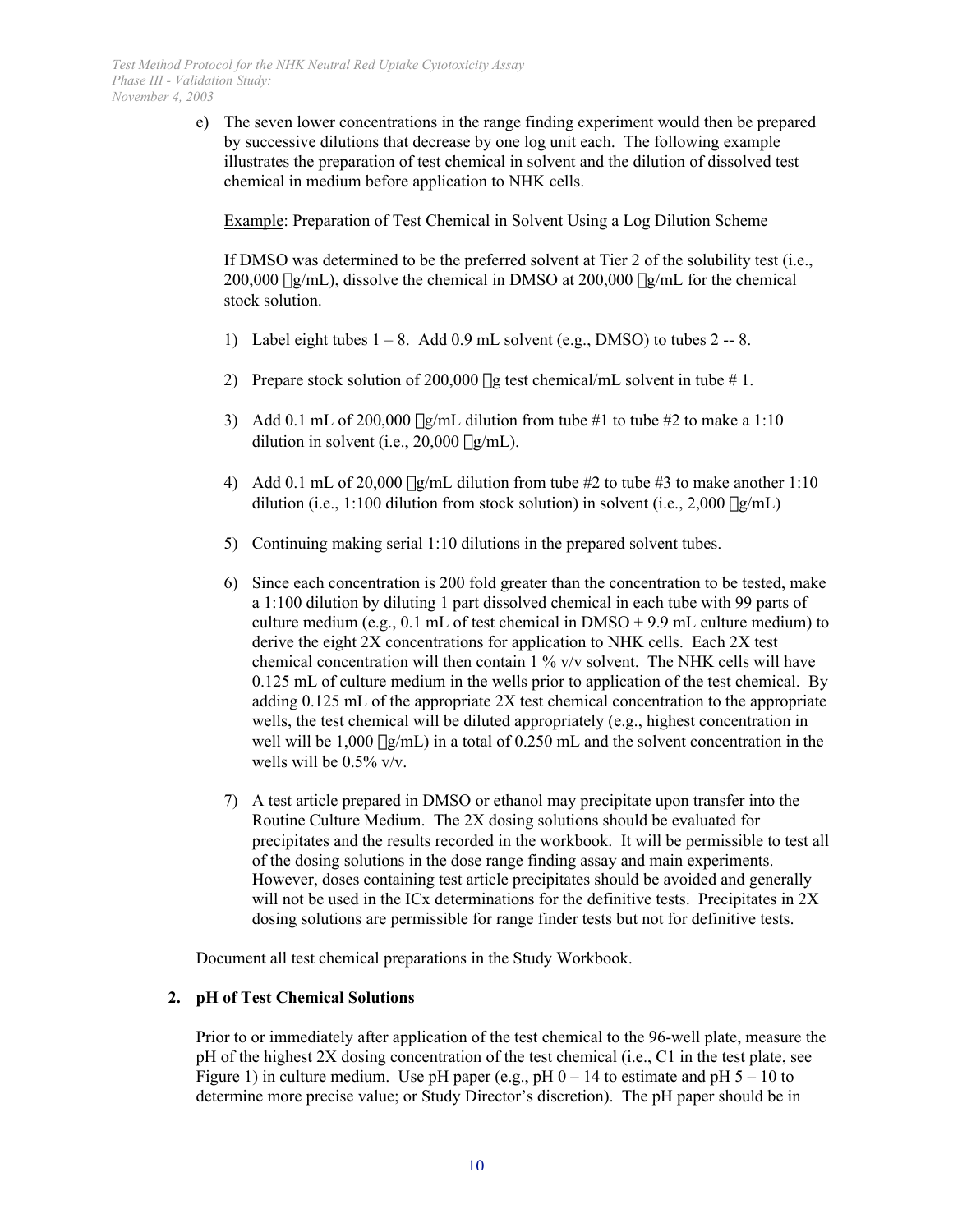e) The seven lower concentrations in the range finding experiment would then be prepared by successive dilutions that decrease by one log unit each. The following example illustrates the preparation of test chemical in solvent and the dilution of dissolved test chemical in medium before application to NHK cells.

Example: Preparation of Test Chemical in Solvent Using a Log Dilution Scheme

If DMSO was determined to be the preferred solvent at Tier 2 of the solubility test (i.e., 200,000 μg/mL), dissolve the chemical in DMSO at 200,000 μg/mL for the chemical stock solution.

1) Label eight tubes 1 – 8. Add 0.9 mL solvent (e.g., DMSO) to tubes 2 -- 8.

2) Prepare stock solution of 200,000 μg test chemical/mL solvent in tube # 1.

3) Add 0.1 mL of 200,000 μg/mL dilution from tube #1 to tube #2 to make a 1:10 dilution in solvent (i.e., 20,000 μg/mL).

4) Add 0.1 mL of 20,000 μg/mL dilution from tube #2 to tube #3 to make another 1:10 dilution (i.e., 1:100 dilution from stock solution) in solvent (i.e., 2,000 μg/mL)

5) Continuing making serial 1:10 dilutions in the prepared solvent tubes.

6) Since each concentration is 200 fold greater than the concentration to be tested, make a 1:100 dilution by diluting 1 part dissolved chemical in each tube with 99 parts of culture medium (e.g., 0.1 mL of test chemical in DMSO + 9.9 mL culture medium) to derive the eight 2X concentrations for application to NHK cells. Each 2X test chemical concentration will then contain 1 % v/v solvent. The NHK cells will have 0.125 mL of culture medium in the wells prior to application of the test chemical. By adding 0.125 mL of the appropriate 2X test chemical concentration to the appropriate wells, the test chemical will be diluted appropriately (e.g., highest concentration in well will be 1,000 μg/mL) in a total of 0.250 mL and the solvent concentration in the wells will be 0.5% v/v.

7) A test article prepared in DMSO or ethanol may precipitate upon transfer into the Routine Culture Medium. The 2X dosing solutions should be evaluated for precipitates and the results recorded in the workbook. It will be permissible to test all of the dosing solutions in the dose range finding assay and main experiments. However, doses containing test article precipitates should be avoided and generally will not be used in the ICx determinations for the definitive tests. Precipitates in 2X dosing solutions are permissible for range finder tests but not for definitive tests.

Document all test chemical preparations in the Study Workbook.

## 2. pH of Test Chemical Solutions

Prior to or immediately after application of the test chemical to the 96-well plate, measure the pH of the highest 2X dosing concentration of the test chemical (i.e., C1 in the test plate, see Figure 1) in culture medium. Use pH paper (e.g., pH 0 – 14 to estimate and pH 5 – 10 to determine more precise value; or Study Director's discretion). The pH paper should be in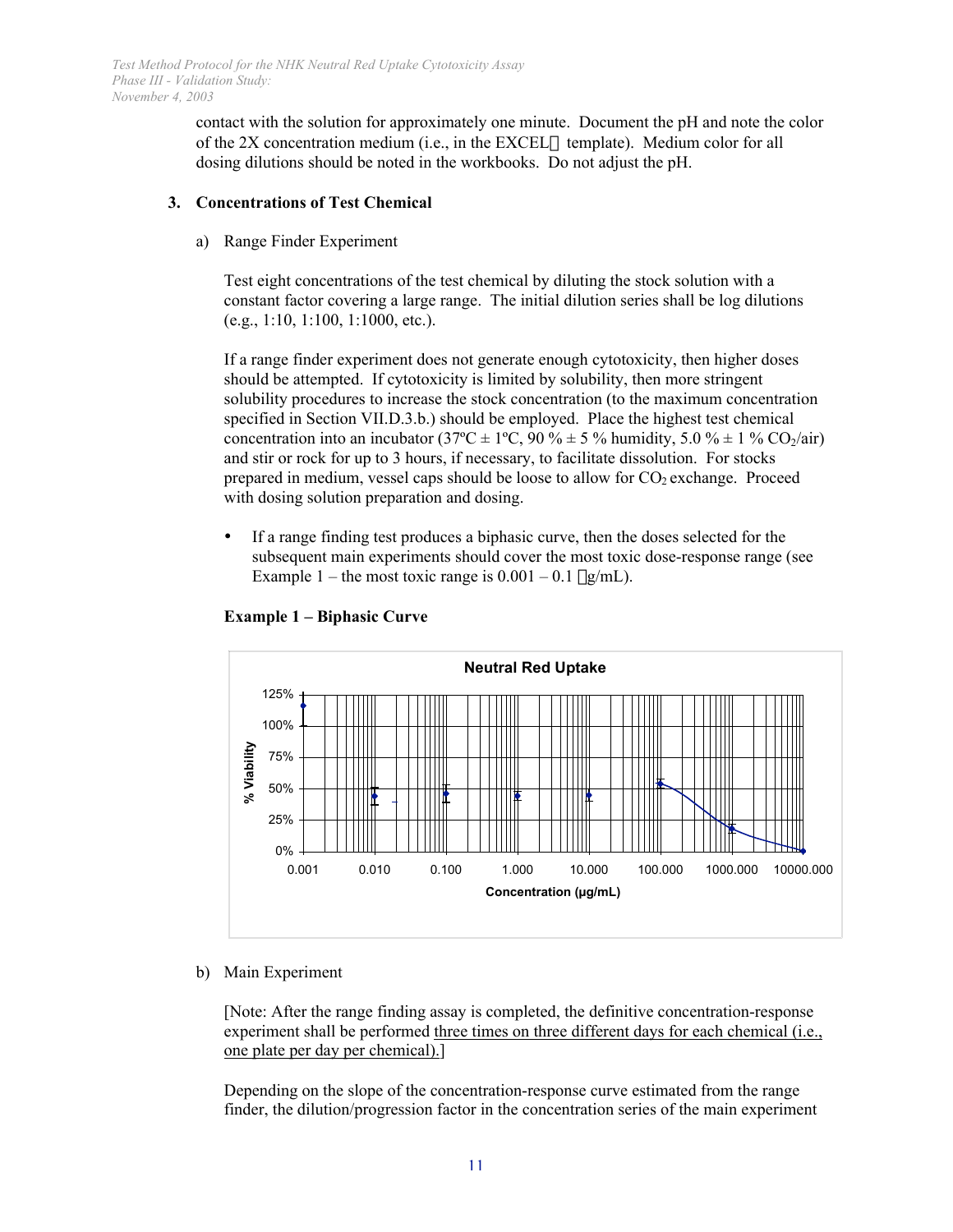contact with the solution for approximately one minute. Document the pH and note the color of the 2X concentration medium (i.e., in the EXCEL template). Medium color for all dosing dilutions should be noted in the workbooks. Do not adjust the pH.

### 3. Concentrations of Test Chemical

a) Range Finder Experiment

Test eight concentrations of the test chemical by diluting the stock solution with a constant factor covering a large range. The initial dilution series shall be log dilutions (e.g., 1:10, 1:100, 1:1000, etc.).

If a range finder experiment does not generate enough cytotoxicity, then higher doses should be attempted. If cytotoxicity is limited by solubility, then more stringent solubility procedures to increase the stock concentration (to the maximum concentration specified in Section VII.D.3.b.) should be employed. Place the highest test chemical concentration into an incubator (37ºC ± 1ºC, 90 % ± 5 % humidity, 5.0 % ± 1 % $CO_2$/air) and stir or rock for up to 3 hours, if necessary, to facilitate dissolution. For stocks prepared in medium, vessel caps should be loose to allow for $CO_2$ exchange. Proceed with dosing solution preparation and dosing.

- If a range finding test produces a biphasic curve, then the doses selected for the subsequent main experiments should cover the most toxic dose-response range (see Example 1 – the most toxic range is 0.001 – 0.1 μg/mL).

**Example 1 – Biphasic Curve**

b) Main Experiment

[Note: After the range finding assay is completed, the definitive concentration-response experiment shall be performed three times on three different days for each chemical (i.e., one plate per day per chemical).]

Depending on the slope of the concentration-response curve estimated from the range finder, the dilution/progression factor in the concentration series of the main experiment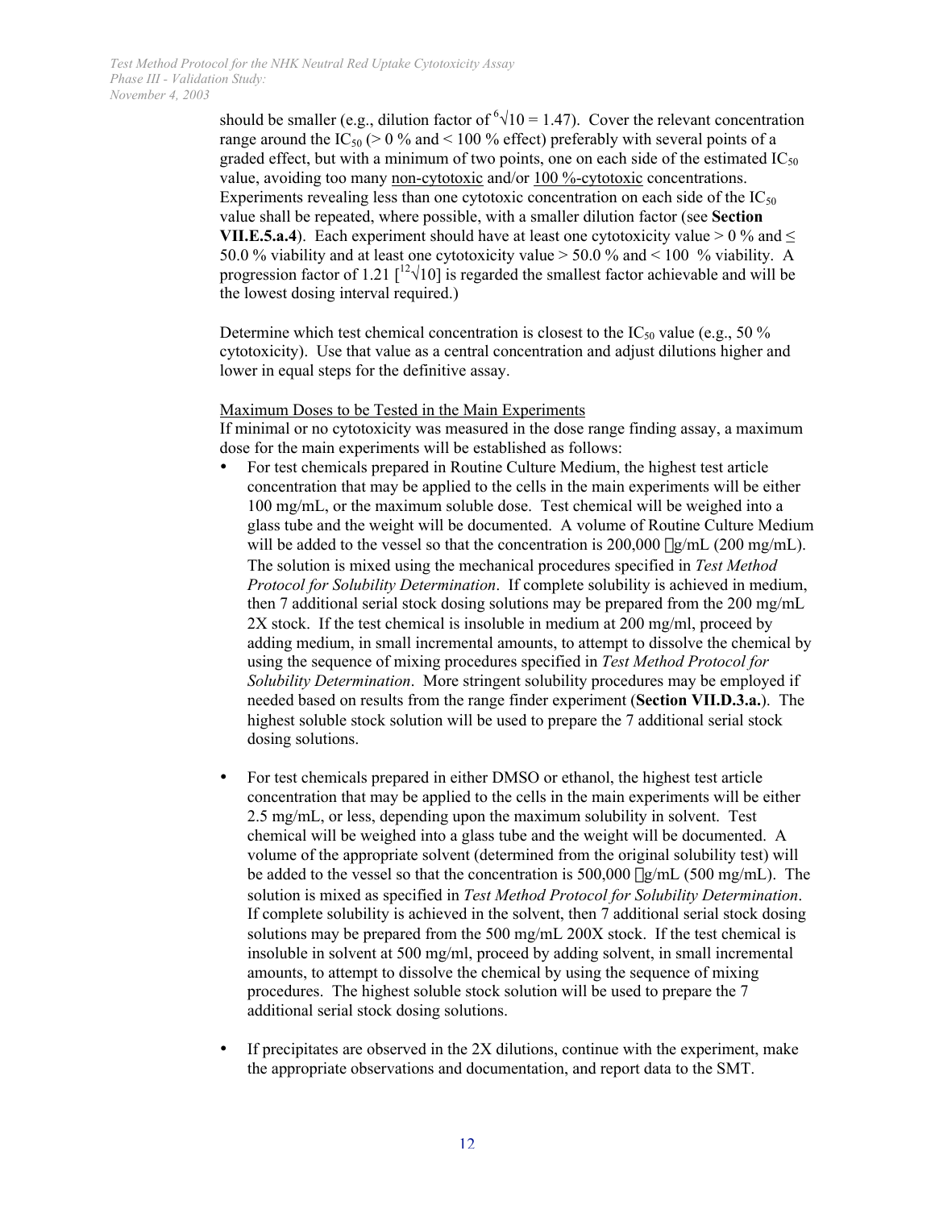should be smaller (e.g., dilution factor of $\sqrt[6]{10} = 1.47$). Cover the relevant concentration range around the $IC_{50}$ (> 0 % and < 100 % effect) preferably with several points of a graded effect, but with a minimum of two points, one on each side of the estimated $IC_{50}$ value, avoiding too many non-cytotoxic and/or 100 %-cytotoxic concentrations. Experiments revealing less than one cytotoxic concentration on each side of the $IC_{50}$ value shall be repeated, where possible, with a smaller dilution factor (see **Section VII.E.5.a.4**). Each experiment should have at least one cytotoxicity value > 0 % and ≤ 50.0 % viability and at least one cytotoxicity value > 50.0 % and < 100 % viability. A progression factor of 1.21 [$\sqrt[12]{10}$] is regarded the smallest factor achievable and will be the lowest dosing interval required.)

Determine which test chemical concentration is closest to the $IC_{50}$ value (e.g., 50 % cytotoxicity). Use that value as a central concentration and adjust dilutions higher and lower in equal steps for the definitive assay.

Maximum Doses to be Tested in the Main Experiments

If minimal or no cytotoxicity was measured in the dose range finding assay, a maximum dose for the main experiments will be established as follows:

- For test chemicals prepared in Routine Culture Medium, the highest test article concentration that may be applied to the cells in the main experiments will be either 100 mg/mL, or the maximum soluble dose. Test chemical will be weighed into a glass tube and the weight will be documented. A volume of Routine Culture Medium will be added to the vessel so that the concentration is 200,000 µg/mL (200 mg/mL). The solution is mixed using the mechanical procedures specified in *Test Method Protocol for Solubility Determination*. If complete solubility is achieved in medium, then 7 additional serial stock dosing solutions may be prepared from the 200 mg/mL 2X stock. If the test chemical is insoluble in medium at 200 mg/ml, proceed by adding medium, in small incremental amounts, to attempt to dissolve the chemical by using the sequence of mixing procedures specified in *Test Method Protocol for Solubility Determination*. More stringent solubility procedures may be employed if needed based on results from the range finder experiment (**Section VII.D.3.a.**). The highest soluble stock solution will be used to prepare the 7 additional serial stock dosing solutions.

- For test chemicals prepared in either DMSO or ethanol, the highest test article concentration that may be applied to the cells in the main experiments will be either 2.5 mg/mL, or less, depending upon the maximum solubility in solvent. Test chemical will be weighed into a glass tube and the weight will be documented. A volume of the appropriate solvent (determined from the original solubility test) will be added to the vessel so that the concentration is 500,000 µg/mL (500 mg/mL). The solution is mixed as specified in *Test Method Protocol for Solubility Determination*. If complete solubility is achieved in the solvent, then 7 additional serial stock dosing solutions may be prepared from the 500 mg/mL 200X stock. If the test chemical is insoluble in solvent at 500 mg/ml, proceed by adding solvent, in small incremental amounts, to attempt to dissolve the chemical by using the sequence of mixing procedures. The highest soluble stock solution will be used to prepare the 7 additional serial stock dosing solutions.

- If precipitates are observed in the 2X dilutions, continue with the experiment, make the appropriate observations and documentation, and report data to the SMT.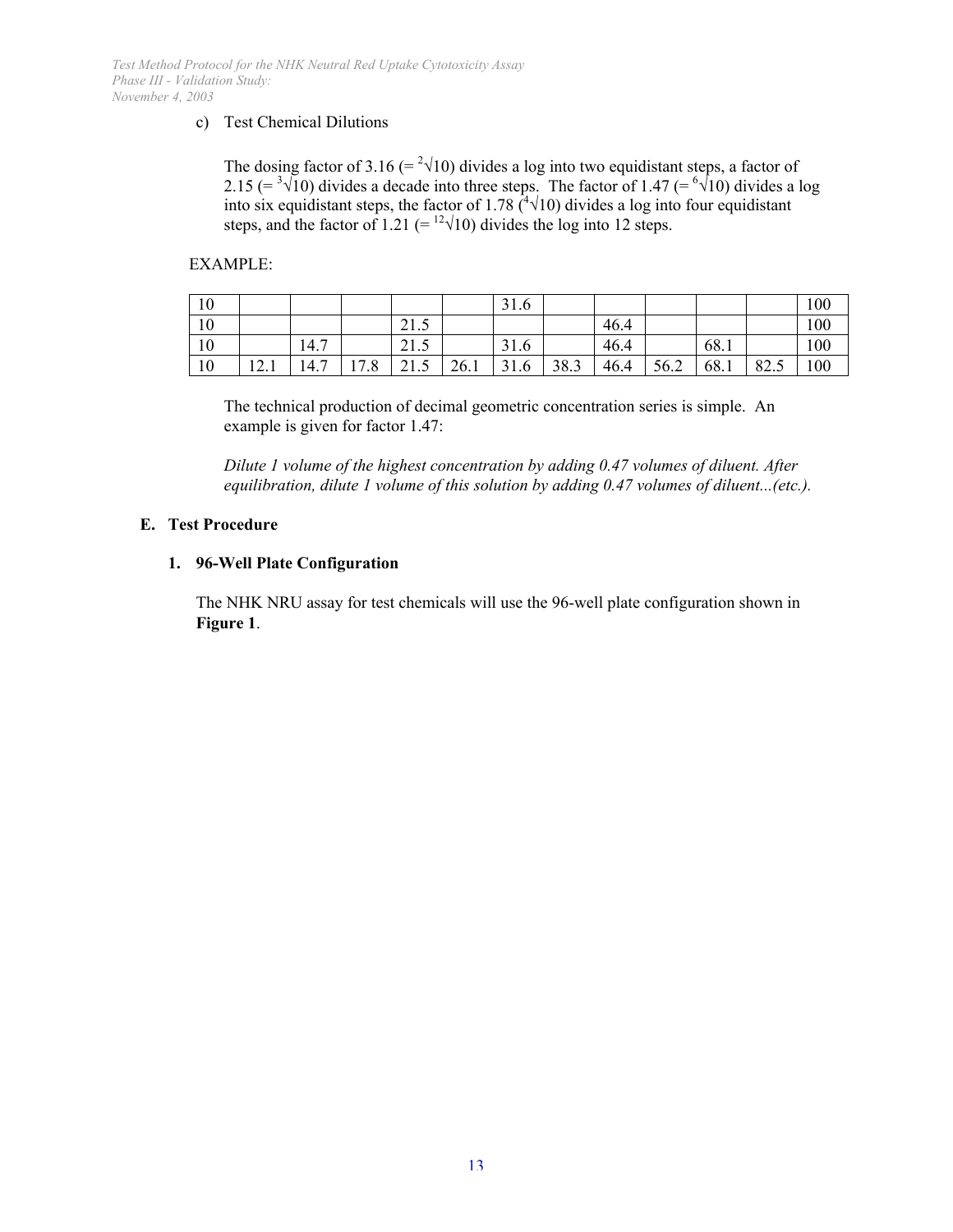c) Test Chemical Dilutions

The dosing factor of 3.16 (= $\sqrt[2]{10}$) divides a log into two equidistant steps, a factor of 2.15 (= $\sqrt[3]{10}$) divides a decade into three steps. The factor of 1.47 (= $\sqrt[6]{10}$) divides a log into six equidistant steps, the factor of 1.78 ($\sqrt[4]{10}$) divides a log into four equidistant steps, and the factor of 1.21 (= $\sqrt[12]{10}$) divides the log into 12 steps.

EXAMPLE:

| | | | | | | | | | | | | |
|---|---|---|---|---|---|---|---|---|---|---|---|---|
| 10 | | | | | | 31.6 | | | | | | 100 |
| 10 | | | | 21.5 | | | | 46.4 | | | | 100 |
| 10 | | 14.7 | | 21.5 | | 31.6 | | 46.4 | | 68.1 | | 100 |
| 10 | 12.1 | 14.7 | 17.8 | 21.5 | 26.1 | 31.6 | 38.3 | 46.4 | 56.2 | 68.1 | 82.5 | 100 |

The technical production of decimal geometric concentration series is simple. An example is given for factor 1.47:

*Dilute 1 volume of the highest concentration by adding 0.47 volumes of diluent. After equilibration, dilute 1 volume of this solution by adding 0.47 volumes of diluent...(etc.).*

## E. Test Procedure

### 1. 96-Well Plate Configuration

The NHK NRU assay for test chemicals will use the 96-well plate configuration shown in **Figure 1**.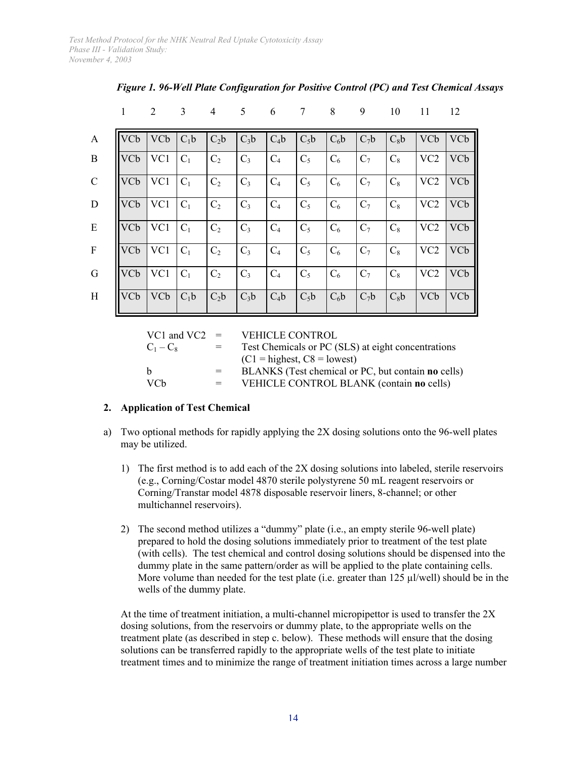***Figure 1. 96-Well Plate Configuration for Positive Control (PC) and Test Chemical Assays***

| | 1 | 2 | 3 | 4 | 5 | 6 | 7 | 8 | 9 | 10 | 11 | 12 |
|---|---|---|---|---|---|---|---|---|---|---|---|---|
| A | VCb | VCb | $C_1$b | $C_2$b | $C_3$b | $C_4$b | $C_5$b | $C_6$b | $C_7$b | $C_8$b | VCb | VCb |
| B | VCb | VC1 | $C_1$ | $C_2$ | $C_3$ | $C_4$ | $C_5$ | $C_6$ | $C_7$ | $C_8$ | VC2 | VCb |
| C | VCb | VC1 | $C_1$ | $C_2$ | $C_3$ | $C_4$ | $C_5$ | $C_6$ | $C_7$ | $C_8$ | VC2 | VCb |
| D | VCb | VC1 | $C_1$ | $C_2$ | $C_3$ | $C_4$ | $C_5$ | $C_6$ | $C_7$ | $C_8$ | VC2 | VCb |
| E | VCb | VC1 | $C_1$ | $C_2$ | $C_3$ | $C_4$ | $C_5$ | $C_6$ | $C_7$ | $C_8$ | VC2 | VCb |
| F | VCb | VC1 | $C_1$ | $C_2$ | $C_3$ | $C_4$ | $C_5$ | $C_6$ | $C_7$ | $C_8$ | VC2 | VCb |
| G | VCb | VC1 | $C_1$ | $C_2$ | $C_3$ | $C_4$ | $C_5$ | $C_6$ | $C_7$ | $C_8$ | VC2 | VCb |
| H | VCb | VCb | $C_1$b | $C_2$b | $C_3$b | $C_4$b | $C_5$b | $C_6$b | $C_7$b | $C_8$b | VCb | VCb |

VC1 and VC2 = VEHICLE CONTROL

$C_1 – C_8$ = Test Chemicals or PC (SLS) at eight concentrations (C1 = highest, C8 = lowest)

b = BLANKS (Test chemical or PC, but contain **no** cells)

VCb = VEHICLE CONTROL BLANK (contain **no** cells)

**2. Application of Test Chemical**

a) Two optional methods for rapidly applying the 2X dosing solutions onto the 96-well plates may be utilized.

1) The first method is to add each of the 2X dosing solutions into labeled, sterile reservoirs (e.g., Corning/Costar model 4870 sterile polystyrene 50 mL reagent reservoirs or Corning/Transtar model 4878 disposable reservoir liners, 8-channel; or other multichannel reservoirs).

2) The second method utilizes a "dummy" plate (i.e., an empty sterile 96-well plate) prepared to hold the dosing solutions immediately prior to treatment of the test plate (with cells). The test chemical and control dosing solutions should be dispensed into the dummy plate in the same pattern/order as will be applied to the plate containing cells. More volume than needed for the test plate (i.e. greater than 125 µl/well) should be in the wells of the dummy plate.

At the time of treatment initiation, a multi-channel micropipettor is used to transfer the 2X dosing solutions, from the reservoirs or dummy plate, to the appropriate wells on the treatment plate (as described in step c. below). These methods will ensure that the dosing solutions can be transferred rapidly to the appropriate wells of the test plate to initiate treatment times and to minimize the range of treatment initiation times across a large number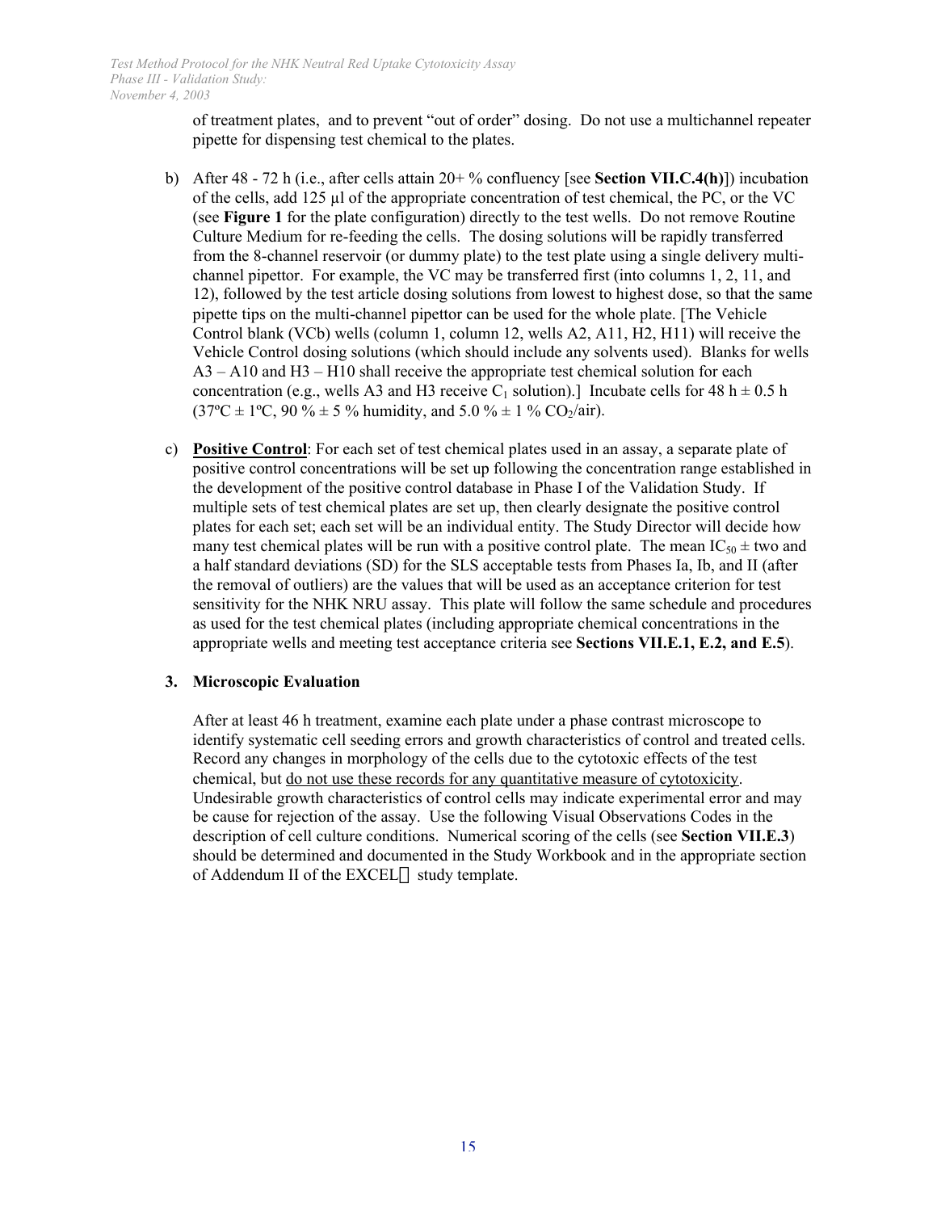of treatment plates, and to prevent "out of order" dosing. Do not use a multichannel repeater pipette for dispensing test chemical to the plates.

b) After 48 - 72 h (i.e., after cells attain 20+ % confluency [see **Section VII.C.4(h)**]) incubation of the cells, add 125 µl of the appropriate concentration of test chemical, the PC, or the VC (see **Figure 1** for the plate configuration) directly to the test wells. Do not remove Routine Culture Medium for re-feeding the cells. The dosing solutions will be rapidly transferred from the 8-channel reservoir (or dummy plate) to the test plate using a single delivery multi-channel pipettor. For example, the VC may be transferred first (into columns 1, 2, 11, and 12), followed by the test article dosing solutions from lowest to highest dose, so that the same pipette tips on the multi-channel pipettor can be used for the whole plate. [The Vehicle Control blank (VCb) wells (column 1, column 12, wells A2, A11, H2, H11) will receive the Vehicle Control dosing solutions (which should include any solvents used). Blanks for wells A3 – A10 and H3 – H10 shall receive the appropriate test chemical solution for each concentration (e.g., wells A3 and H3 receive $C_1$ solution).] Incubate cells for 48 h ± 0.5 h (37ºC ± 1ºC, 90 % ± 5 % humidity, and 5.0 % ± 1 % $CO_2$/air).

c) **Positive Control**: For each set of test chemical plates used in an assay, a separate plate of positive control concentrations will be set up following the concentration range established in the development of the positive control database in Phase I of the Validation Study. If multiple sets of test chemical plates are set up, then clearly designate the positive control plates for each set; each set will be an individual entity. The Study Director will decide how many test chemical plates will be run with a positive control plate. The mean $IC_{50}$ ± two and a half standard deviations (SD) for the SLS acceptable tests from Phases Ia, Ib, and II (after the removal of outliers) are the values that will be used as an acceptance criterion for test sensitivity for the NHK NRU assay. This plate will follow the same schedule and procedures as used for the test chemical plates (including appropriate chemical concentrations in the appropriate wells and meeting test acceptance criteria see **Sections VII.E.1, E.2, and E.5**).

### 3. Microscopic Evaluation

After at least 46 h treatment, examine each plate under a phase contrast microscope to identify systematic cell seeding errors and growth characteristics of control and treated cells. Record any changes in morphology of the cells due to the cytotoxic effects of the test chemical, but do not use these records for any quantitative measure of cytotoxicity. Undesirable growth characteristics of control cells may indicate experimental error and may be cause for rejection of the assay. Use the following Visual Observations Codes in the description of cell culture conditions. Numerical scoring of the cells (see **Section VII.E.3**) should be determined and documented in the Study Workbook and in the appropriate section of Addendum II of the EXCEL® study template.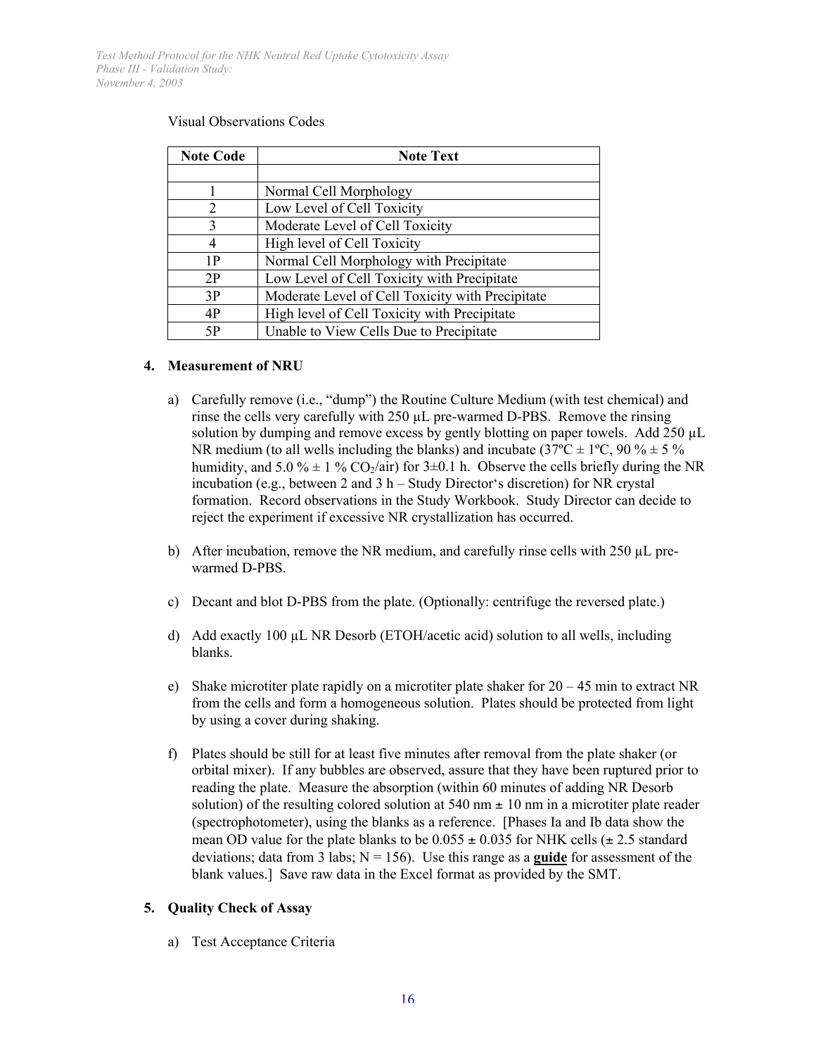Visual Observations Codes

| Note Code | Note Text |
|---|---|
| | |
| 1 | Normal Cell Morphology |
| 2 | Low Level of Cell Toxicity |
| 3 | Moderate Level of Cell Toxicity |
| 4 | High level of Cell Toxicity |
| 1P | Normal Cell Morphology with Precipitate |
| 2P | Low Level of Cell Toxicity with Precipitate |
| 3P | Moderate Level of Cell Toxicity with Precipitate |
| 4P | High level of Cell Toxicity with Precipitate |
| 5P | Unable to View Cells Due to Precipitate |

**4. Measurement of NRU**

a) Carefully remove (i.e., "dump") the Routine Culture Medium (with test chemical) and rinse the cells very carefully with 250 µL pre-warmed D-PBS. Remove the rinsing solution by dumping and remove excess by gently blotting on paper towels. Add 250 µL NR medium (to all wells including the blanks) and incubate (37ºC ± 1ºC, 90 % ± 5 % humidity, and 5.0 % ± 1 % $CO_2$/air) for 3±0.1 h. Observe the cells briefly during the NR incubation (e.g., between 2 and 3 h – Study Director's discretion) for NR crystal formation. Record observations in the Study Workbook. Study Director can decide to reject the experiment if excessive NR crystallization has occurred.

b) After incubation, remove the NR medium, and carefully rinse cells with 250 µL pre-warmed D-PBS.

c) Decant and blot D-PBS from the plate. (Optionally: centrifuge the reversed plate.)

d) Add exactly 100 µL NR Desorb (ETOH/acetic acid) solution to all wells, including blanks.

e) Shake microtiter plate rapidly on a microtiter plate shaker for 20 – 45 min to extract NR from the cells and form a homogeneous solution. Plates should be protected from light by using a cover during shaking.

f) Plates should be still for at least five minutes after removal from the plate shaker (or orbital mixer). If any bubbles are observed, assure that they have been ruptured prior to reading the plate. Measure the absorption (within 60 minutes of adding NR Desorb solution) of the resulting colored solution at 540 nm ± 10 nm in a microtiter plate reader (spectrophotometer), using the blanks as a reference. [Phases Ia and Ib data show the mean OD value for the plate blanks to be 0.055 ± 0.035 for NHK cells (± 2.5 standard deviations; data from 3 labs; N = 156). Use this range as a **guide** for assessment of the blank values.] Save raw data in the Excel format as provided by the SMT.

**5. Quality Check of Assay**

a) Test Acceptance Criteria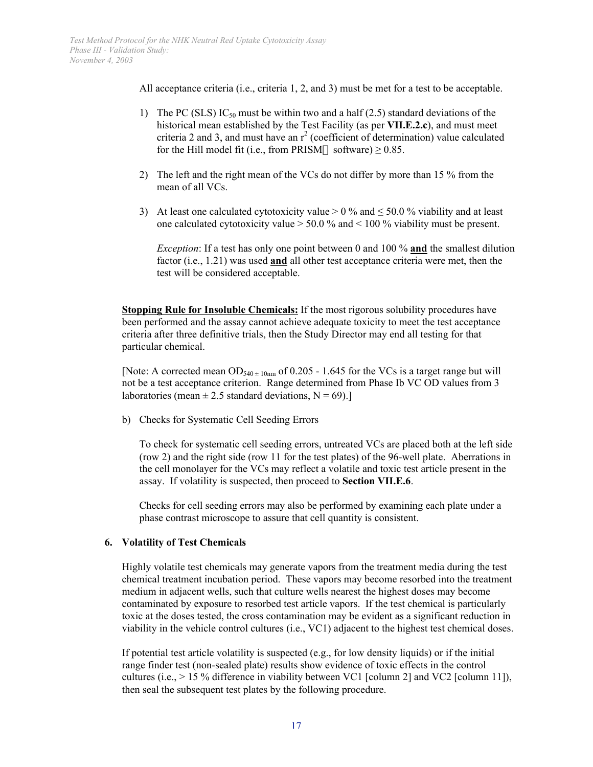All acceptance criteria (i.e., criteria 1, 2, and 3) must be met for a test to be acceptable.

1) The PC (SLS) $IC_{50}$ must be within two and a half (2.5) standard deviations of the historical mean established by the Test Facility (as per **VII.E.2.c**), and must meet criteria 2 and 3, and must have an $r^2$ (coefficient of determination) value calculated for the Hill model fit (i.e., from PRISM software) $\geq 0.85$.

2) The left and the right mean of the VCs do not differ by more than 15 % from the mean of all VCs.

3) At least one calculated cytotoxicity value > 0 % and ≤ 50.0 % viability and at least one calculated cytotoxicity value > 50.0 % and < 100 % viability must be present.

   *Exception*: If a test has only one point between 0 and 100 % **and** the smallest dilution factor (i.e., 1.21) was used **and** all other test acceptance criteria were met, then the test will be considered acceptable.

**Stopping Rule for Insoluble Chemicals:** If the most rigorous solubility procedures have been performed and the assay cannot achieve adequate toxicity to meet the test acceptance criteria after three definitive trials, then the Study Director may end all testing for that particular chemical.

[Note: A corrected mean $OD_{540 \pm 10nm}$ of 0.205 - 1.645 for the VCs is a target range but will not be a test acceptance criterion. Range determined from Phase Ib VC OD values from 3 laboratories (mean ± 2.5 standard deviations, N = 69).]

b) Checks for Systematic Cell Seeding Errors

   To check for systematic cell seeding errors, untreated VCs are placed both at the left side (row 2) and the right side (row 11 for the test plates) of the 96-well plate. Aberrations in the cell monolayer for the VCs may reflect a volatile and toxic test article present in the assay. If volatility is suspected, then proceed to **Section VII.E.6**.

   Checks for cell seeding errors may also be performed by examining each plate under a phase contrast microscope to assure that cell quantity is consistent.

### 6. Volatility of Test Chemicals

Highly volatile test chemicals may generate vapors from the treatment media during the test chemical treatment incubation period. These vapors may become resorbed into the treatment medium in adjacent wells, such that culture wells nearest the highest doses may become contaminated by exposure to resorbed test article vapors. If the test chemical is particularly toxic at the doses tested, the cross contamination may be evident as a significant reduction in viability in the vehicle control cultures (i.e., VC1) adjacent to the highest test chemical doses.

If potential test article volatility is suspected (e.g., for low density liquids) or if the initial range finder test (non-sealed plate) results show evidence of toxic effects in the control cultures (i.e., > 15 % difference in viability between VC1 [column 2] and VC2 [column 11]), then seal the subsequent test plates by the following procedure.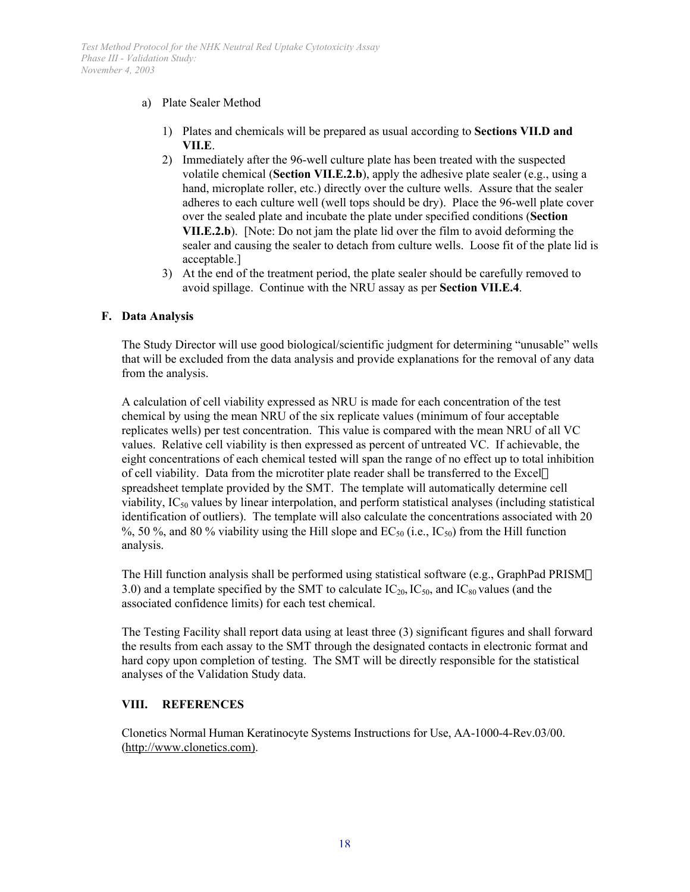a) Plate Sealer Method

1) Plates and chemicals will be prepared as usual according to **Sections VII.D and VII.E**.
2) Immediately after the 96-well culture plate has been treated with the suspected volatile chemical (**Section VII.E.2.b**), apply the adhesive plate sealer (e.g., using a hand, microplate roller, etc.) directly over the culture wells. Assure that the sealer adheres to each culture well (well tops should be dry). Place the 96-well plate cover over the sealed plate and incubate the plate under specified conditions (**Section VII.E.2.b**). [Note: Do not jam the plate lid over the film to avoid deforming the sealer and causing the sealer to detach from culture wells. Loose fit of the plate lid is acceptable.]
3) At the end of the treatment period, the plate sealer should be carefully removed to avoid spillage. Continue with the NRU assay as per **Section VII.E.4**.

### F. Data Analysis

The Study Director will use good biological/scientific judgment for determining "unusable" wells that will be excluded from the data analysis and provide explanations for the removal of any data from the analysis.

A calculation of cell viability expressed as NRU is made for each concentration of the test chemical by using the mean NRU of the six replicate values (minimum of four acceptable replicates wells) per test concentration. This value is compared with the mean NRU of all VC values. Relative cell viability is then expressed as percent of untreated VC. If achievable, the eight concentrations of each chemical tested will span the range of no effect up to total inhibition of cell viability. Data from the microtiter plate reader shall be transferred to the Excel® spreadsheet template provided by the SMT. The template will automatically determine cell viability, $IC_{50}$ values by linear interpolation, and perform statistical analyses (including statistical identification of outliers). The template will also calculate the concentrations associated with 20 %, 50 %, and 80 % viability using the Hill slope and $EC_{50}$ (i.e., $IC_{50}$) from the Hill function analysis.

The Hill function analysis shall be performed using statistical software (e.g., GraphPad PRISM® 3.0) and a template specified by the SMT to calculate $IC_{20}$, $IC_{50}$, and $IC_{80}$ values (and the associated confidence limits) for each test chemical.

The Testing Facility shall report data using at least three (3) significant figures and shall forward the results from each assay to the SMT through the designated contacts in electronic format and hard copy upon completion of testing. The SMT will be directly responsible for the statistical analyses of the Validation Study data.

## VIII. REFERENCES

Clonetics Normal Human Keratinocyte Systems Instructions for Use, AA-1000-4-Rev.03/00. (http://www.clonetics.com).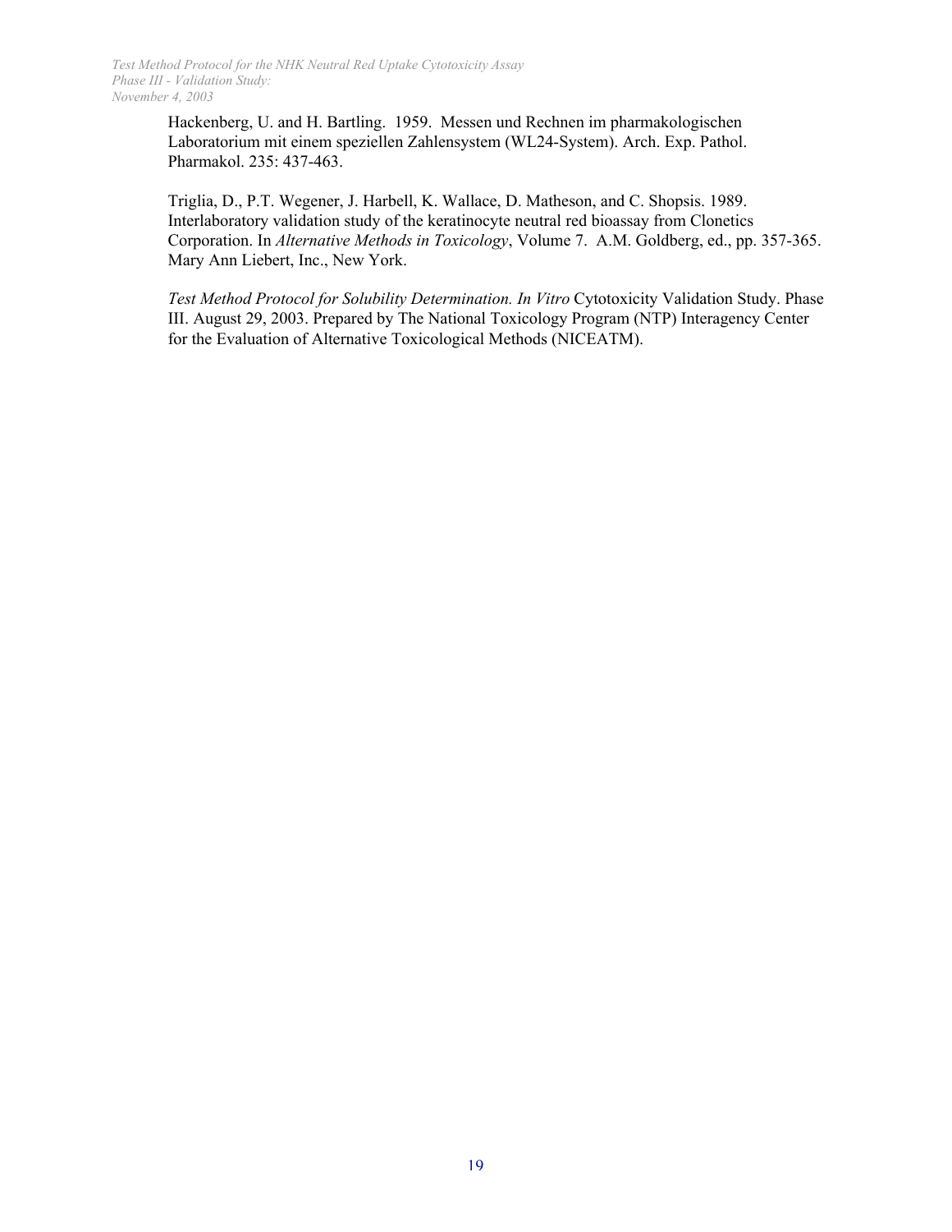Hackenberg, U. and H. Bartling. 1959. Messen und Rechnen im pharmakologischen Laboratorium mit einem speziellen Zahlensystem (WL24-System). Arch. Exp. Pathol. Pharmakol. 235: 437-463.

Triglia, D., P.T. Wegener, J. Harbell, K. Wallace, D. Matheson, and C. Shopsis. 1989. Interlaboratory validation study of the keratinocyte neutral red bioassay from Clonetics Corporation. In *Alternative Methods in Toxicology*, Volume 7. A.M. Goldberg, ed., pp. 357-365. Mary Ann Liebert, Inc., New York.

*Test Method Protocol for Solubility Determination. In Vitro* Cytotoxicity Validation Study. Phase III. August 29, 2003. Prepared by The National Toxicology Program (NTP) Interagency Center for the Evaluation of Alternative Toxicological Methods (NICEATM).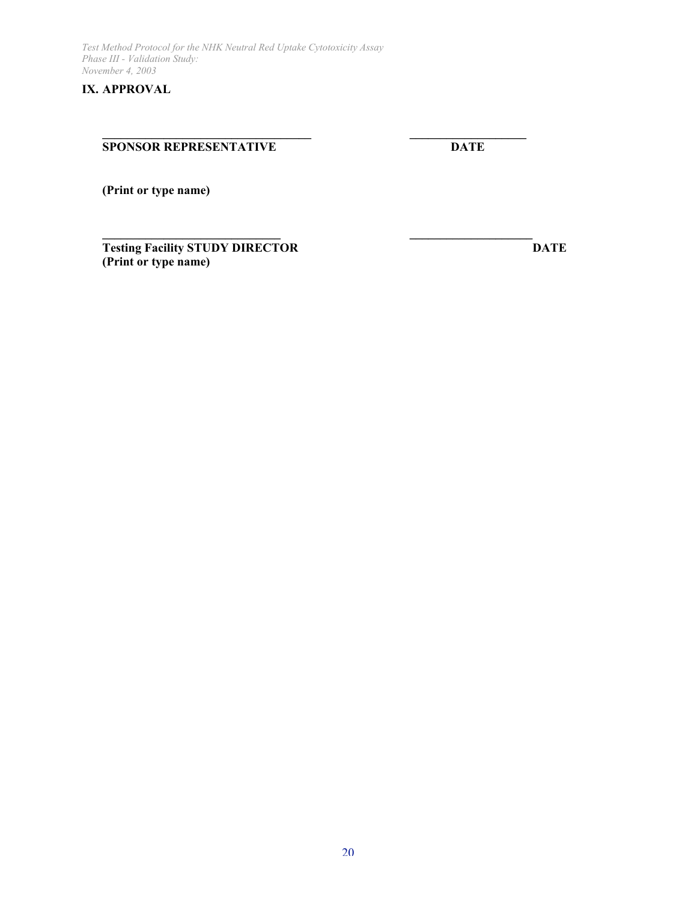## IX. APPROVAL

\_\_\_\_\_\_\_\_\_\_\_\_\_\_\_\_\_\_\_\_\_\_\_\_\_\_\_\_\_\_\_\_\_\_\_\_ \_\_\_\_\_\_\_\_\_\_\_\_\_\_\_\_\_\_\_\_

**SPONSOR REPRESENTATIVE** **DATE**

**(Print or type name)**

\_\_\_\_\_\_\_\_\_\_\_\_\_\_\_\_\_\_\_\_\_\_\_\_\_\_\_\_\_\_\_ \_\_\_\_\_\_\_\_\_\_\_\_\_\_\_\_\_\_\_\_\_

**Testing Facility STUDY DIRECTOR** **DATE**

**(Print or type name)**